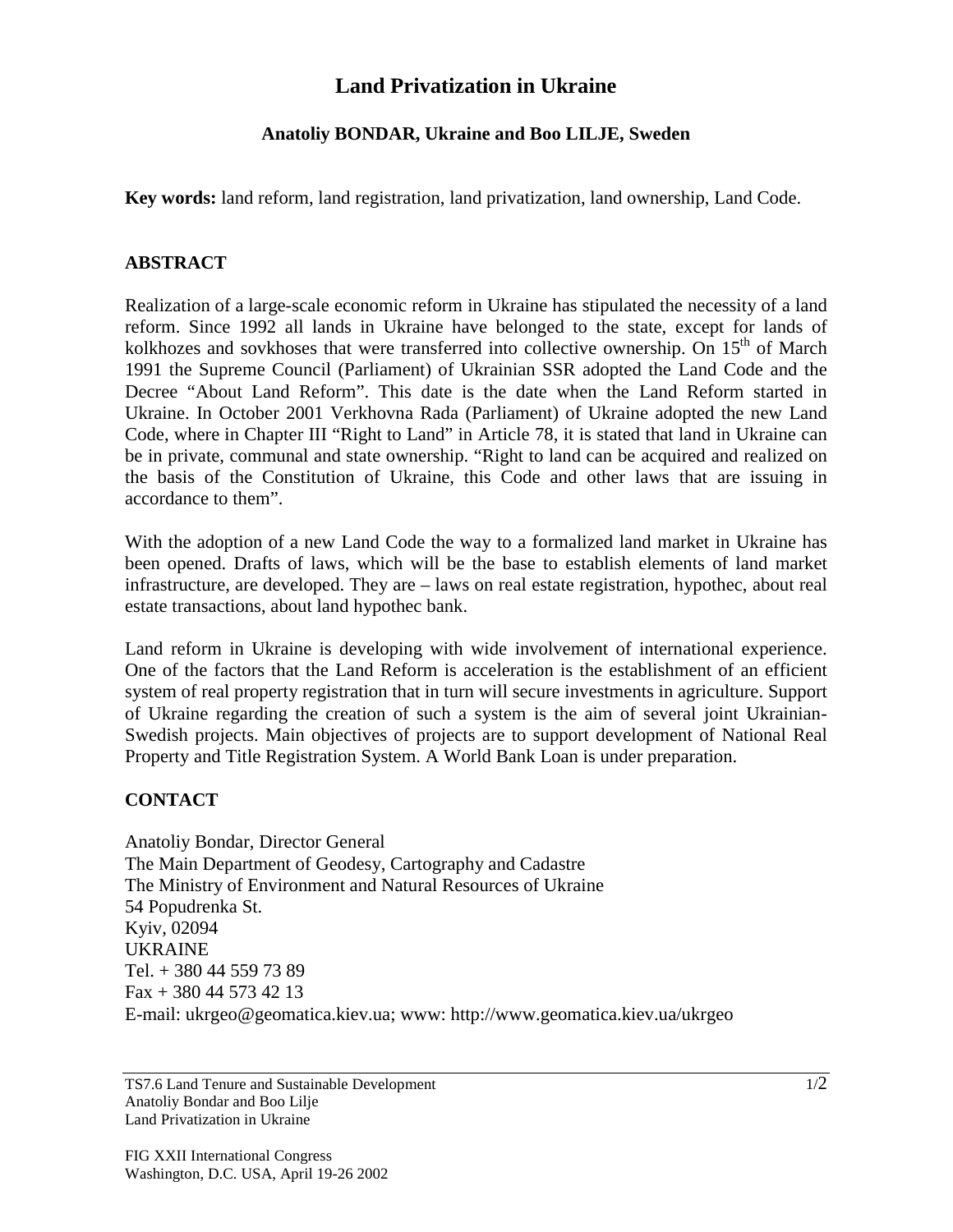# Land Privatization in Ukraine

### Anatoliy BONDAR, Ukraine and Boo LILJE, Sweden

**Key words:** land reform, land registration, land privatization, land ownership, Land Code.

## ABSTRACT

Realization of a large-scale economic reform in Ukraine has stipulated the necessity of a land reform. Since 1992 all lands in Ukraine have belonged to the state, except for lands of kolkhozes and sovkhoses that were transferred into collective ownership. On 15th of March 1991 the Supreme Council (Parliament) of Ukrainian SSR adopted the Land Code and the Decree "About Land Reform". This date is the date when the Land Reform started in Ukraine. In October 2001 Verkhovna Rada (Parliament) of Ukraine adopted the new Land Code, where in Chapter III "Right to Land" in Article 78, it is stated that land in Ukraine can be in private, communal and state ownership. "Right to land can be acquired and realized on the basis of the Constitution of Ukraine, this Code and other laws that are issuing in accordance to them".

With the adoption of a new Land Code the way to a formalized land market in Ukraine has been opened. Drafts of laws, which will be the base to establish elements of land market infrastructure, are developed. They are – laws on real estate registration, hypothec, about real estate transactions, about land hypothec bank.

Land reform in Ukraine is developing with wide involvement of international experience. One of the factors that the Land Reform is acceleration is the establishment of an efficient system of real property registration that in turn will secure investments in agriculture. Support of Ukraine regarding the creation of such a system is the aim of several joint Ukrainian-Swedish projects. Main objectives of projects are to support development of National Real Property and Title Registration System. A World Bank Loan is under preparation.

## CONTACT

Anatoliy Bondar, Director General
The Main Department of Geodesy, Cartography and Cadastre
The Ministry of Environment and Natural Resources of Ukraine
54 Popudrenka St.
Kyiv, 02094
UKRAINE
Tel. + 380 44 559 73 89
Fax + 380 44 573 42 13
E-mail: ukrgeo@geomatica.kiev.ua; www: http://www.geomatica.kiev.ua/ukrgeo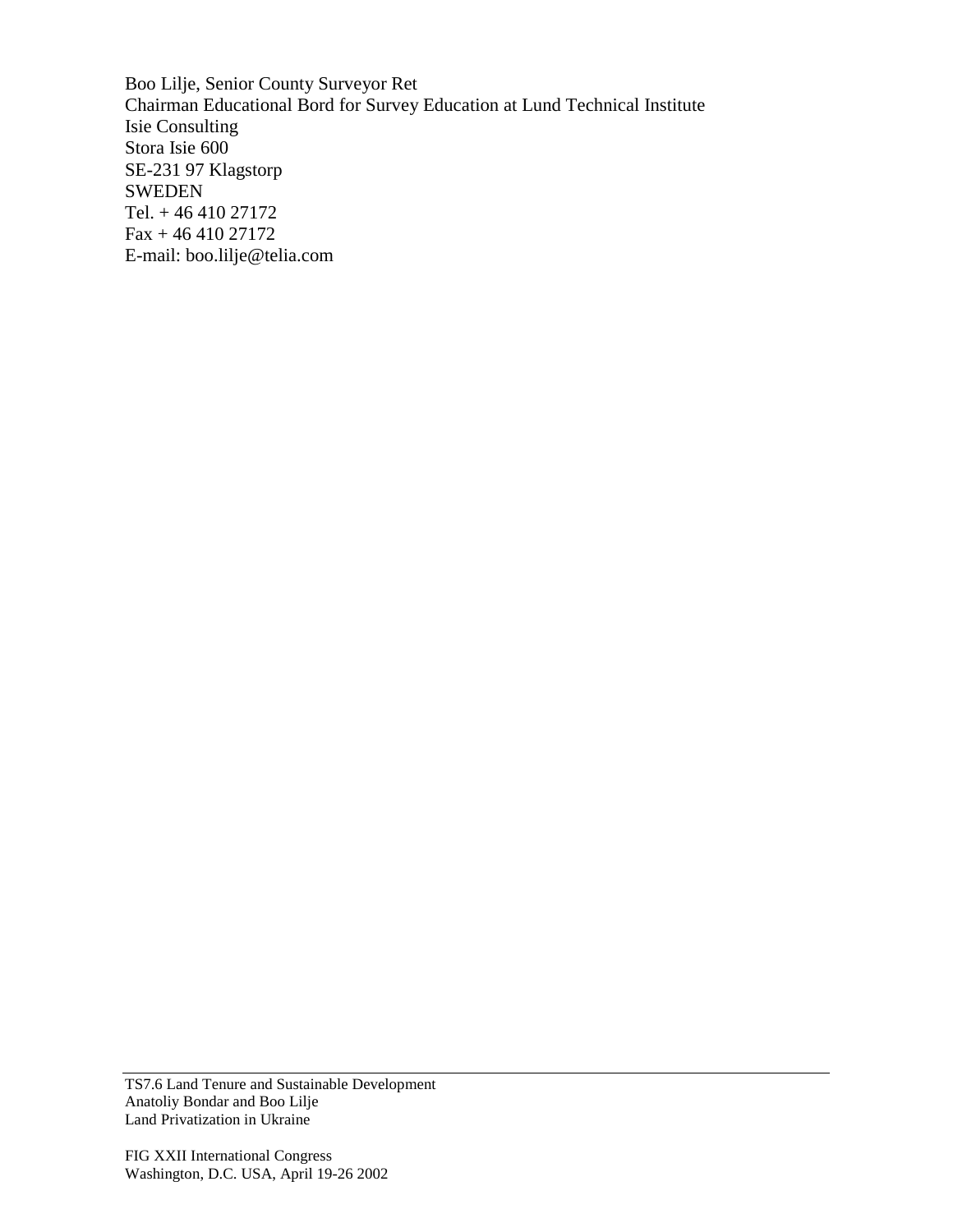Boo Lilje, Senior County Surveyor Ret
Chairman Educational Bord for Survey Education at Lund Technical Institute
Isie Consulting
Stora Isie 600
SE-231 97 Klagstorp
SWEDEN
Tel. + 46 410 27172
Fax + 46 410 27172
E-mail: boo.lilje@telia.com